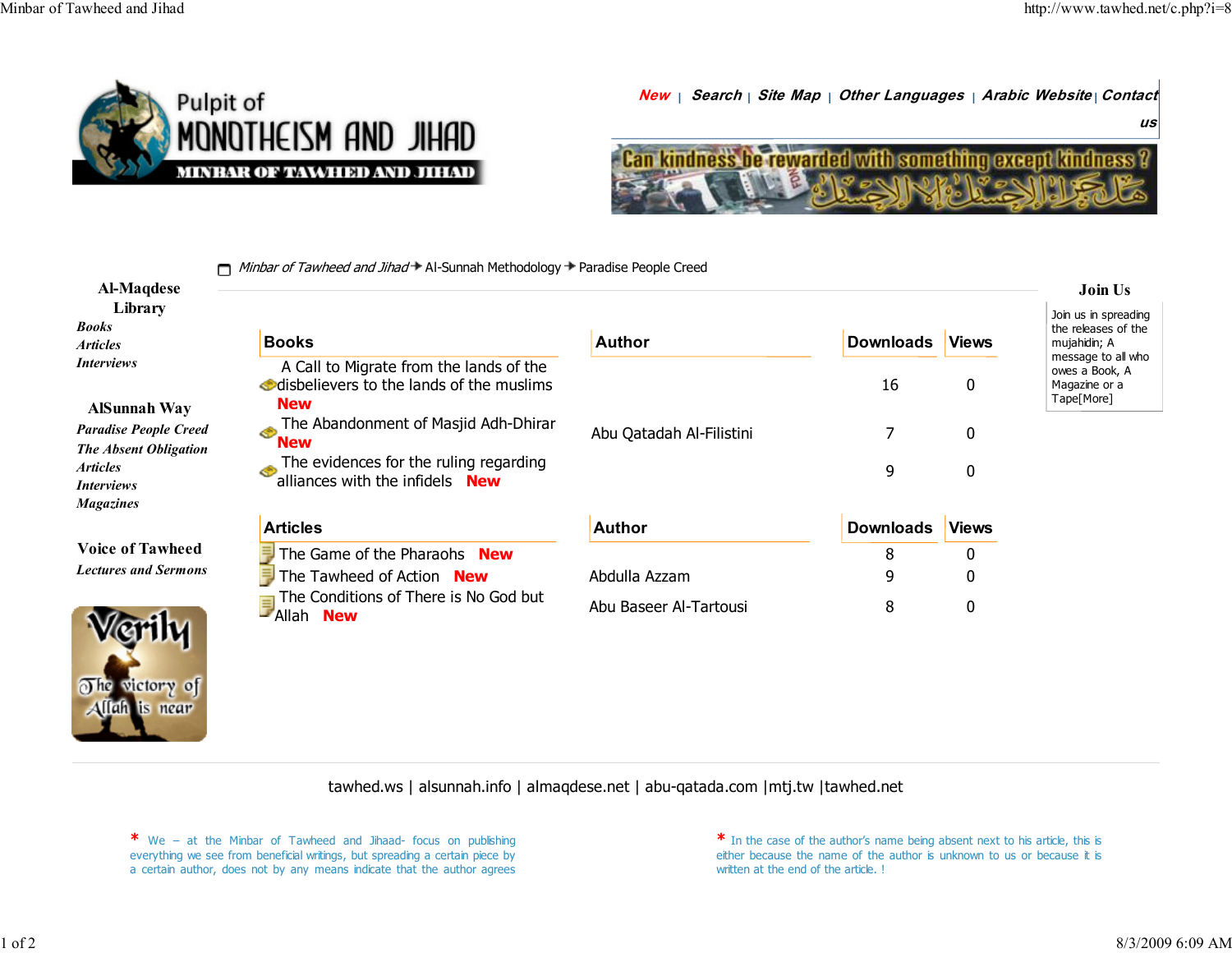# Pulpit of MONOTHEISM AND JIHAD

MINBAR OF TAWHEED AND JIHAD

*New* | *Search* | *Site Map* | *Other Languages* | *Arabic Website* | *Contact us*

Can kindness be rewarded with something except kindness ?

*Minbar of Tawheed and Jihad* → Al-Sunnah Methodology → Paradise People Creed

**Al-Maqdese Library**

*Books*
*Articles*
*Interviews*

**AlSunnah Way**

*Paradise People Creed*
*The Absent Obligation*
*Articles*
*Interviews*
*Magazines*

**Voice of Tawheed**

*Lectures and Sermons*

Verily The victory of Allah is near

| Books | Author | Downloads | Views |
|---|---|---|---|
| A Call to Migrate from the lands of the disbelievers to the lands of the muslims **New** | | 16 | 0 |
| The Abandonment of Masjid Adh-Dhirar **New** | Abu Qatadah Al-Filistini | 7 | 0 |
| The evidences for the ruling regarding alliances with the infidels **New** | | 9 | 0 |

| Articles | Author | Downloads | Views |
|---|---|---|---|
| The Game of the Pharaohs **New** | | 8 | 0 |
| The Tawheed of Action **New** | Abdulla Azzam | 9 | 0 |
| The Conditions of There is No God but Allah **New** | Abu Baseer Al-Tartousi | 8 | 0 |

**Join Us**

Join us in spreading the releases of the mujahidin; A message to all who owes a Book, A Magazine or a Tape[More]

tawhed.ws | alsunnah.info | almaqdese.net | abu-qatada.com |mtj.tw |tawhed.net

* We – at the Minbar of Tawheed and Jihaad- focus on publishing everything we see from beneficial writings, but spreading a certain piece by a certain author, does not by any means indicate that the author agrees

* In the case of the author's name being absent next to his article, this is either because the name of the author is unknown to us or because it is written at the end of the article. !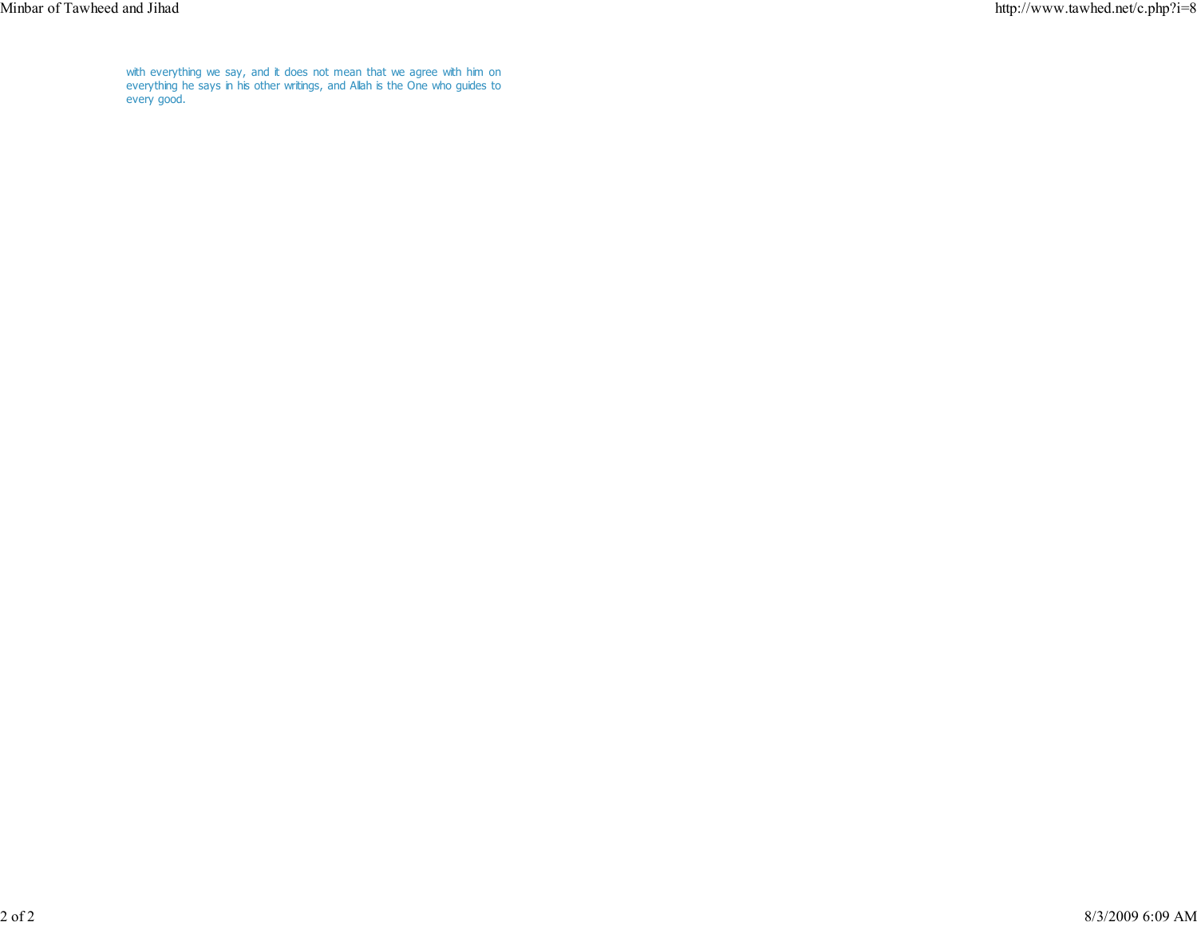with everything we say, and it does not mean that we agree with him on everything he says in his other writings, and Allah is the One who guides to every good.